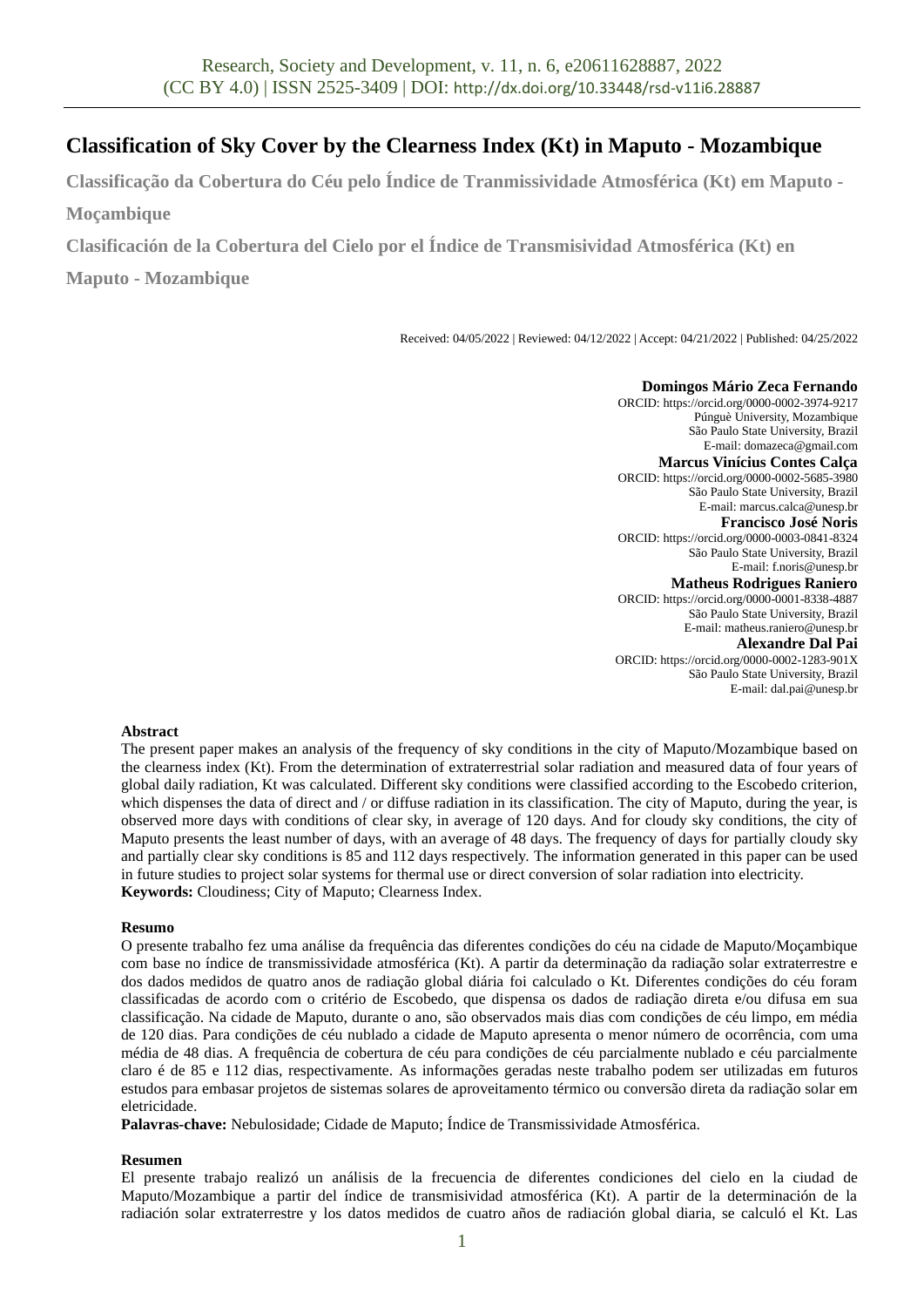# Classification of Sky Cover by the Clearness Index (Kt) in Maputo - Mozambique

**Classificação da Cobertura do Céu pelo Índice de Tranmissividade Atmosférica (Kt) em Maputo - Moçambique**

**Clasificación de la Cobertura del Cielo por el Índice de Transmisividad Atmosférica (Kt) en Maputo - Mozambique**

Received: 04/05/2022 | Reviewed: 04/12/2022 | Accept: 04/21/2022 | Published: 04/25/2022

**Domingos Mário Zeca Fernando**
ORCID: https://orcid.org/0000-0002-3974-9217
Púnguè University, Mozambique
São Paulo State University, Brazil
E-mail: domazeca@gmail.com

**Marcus Vinícius Contes Calça**
ORCID: https://orcid.org/0000-0002-5685-3980
São Paulo State University, Brazil
E-mail: marcus.calca@unesp.br

**Francisco José Noris**
ORCID: https://orcid.org/0000-0003-0841-8324
São Paulo State University, Brazil
E-mail: f.noris@unesp.br

**Matheus Rodrigues Raniero**
ORCID: https://orcid.org/0000-0001-8338-4887
São Paulo State University, Brazil
E-mail: matheus.raniero@unesp.br

**Alexandre Dal Pai**
ORCID: https://orcid.org/0000-0002-1283-901X
São Paulo State University, Brazil
E-mail: dal.pai@unesp.br

**Abstract**

The present paper makes an analysis of the frequency of sky conditions in the city of Maputo/Mozambique based on the clearness index (Kt). From the determination of extraterrestrial solar radiation and measured data of four years of global daily radiation, Kt was calculated. Different sky conditions were classified according to the Escobedo criterion, which dispenses the data of direct and / or diffuse radiation in its classification. The city of Maputo, during the year, is observed more days with conditions of clear sky, in average of 120 days. And for cloudy sky conditions, the city of Maputo presents the least number of days, with an average of 48 days. The frequency of days for partially cloudy sky and partially clear sky conditions is 85 and 112 days respectively. The information generated in this paper can be used in future studies to project solar systems for thermal use or direct conversion of solar radiation into electricity.

**Keywords:** Cloudiness; City of Maputo; Clearness Index.

**Resumo**

O presente trabalho fez uma análise da frequência das diferentes condições do céu na cidade de Maputo/Moçambique com base no índice de transmissividade atmosférica (Kt). A partir da determinação da radiação solar extraterrestre e dos dados medidos de quatro anos de radiação global diária foi calculado o Kt. Diferentes condições do céu foram classificadas de acordo com o critério de Escobedo, que dispensa os dados de radiação direta e/ou difusa em sua classificação. Na cidade de Maputo, durante o ano, são observados mais dias com condições de céu limpo, em média de 120 dias. Para condições de céu nublado a cidade de Maputo apresenta o menor número de ocorrência, com uma média de 48 dias. A frequência de cobertura de céu para condições de céu parcialmente nublado e céu parcialmente claro é de 85 e 112 dias, respectivamente. As informações geradas neste trabalho podem ser utilizadas em futuros estudos para embasar projetos de sistemas solares de aproveitamento térmico ou conversão direta da radiação solar em eletricidade.

**Palavras-chave:** Nebulosidade; Cidade de Maputo; Índice de Transmissividade Atmosférica.

**Resumen**

El presente trabajo realizó un análisis de la frecuencia de diferentes condiciones del cielo en la ciudad de Maputo/Mozambique a partir del índice de transmisividad atmosférica (Kt). A partir de la determinación de la radiación solar extraterrestre y los datos medidos de cuatro años de radiación global diaria, se calculó el Kt. Las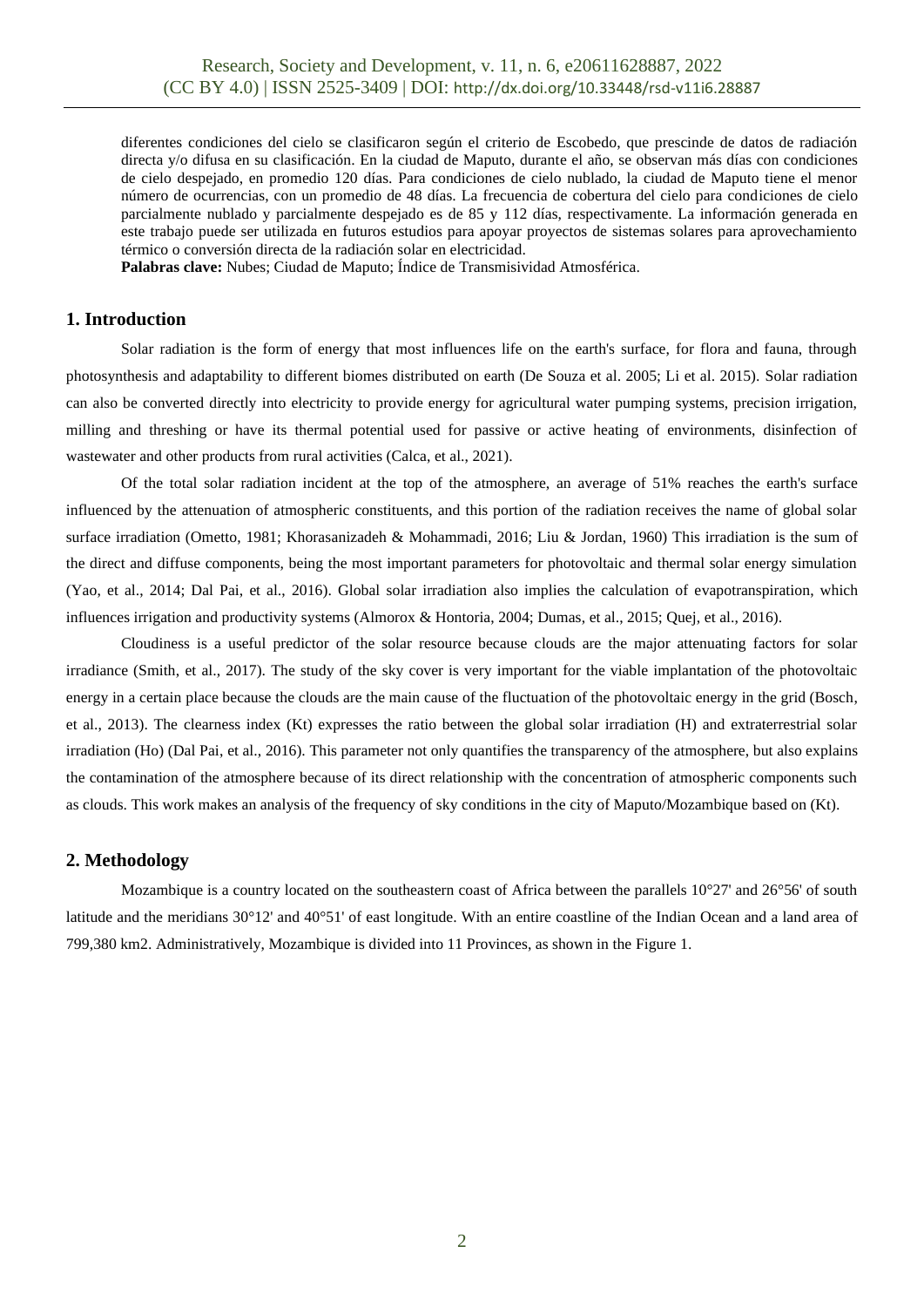diferentes condiciones del cielo se clasificaron según el criterio de Escobedo, que prescinde de datos de radiación directa y/o difusa en su clasificación. En la ciudad de Maputo, durante el año, se observan más días con condiciones de cielo despejado, en promedio 120 días. Para condiciones de cielo nublado, la ciudad de Maputo tiene el menor número de ocurrencias, con un promedio de 48 días. La frecuencia de cobertura del cielo para condiciones de cielo parcialmente nublado y parcialmente despejado es de 85 y 112 días, respectivamente. La información generada en este trabajo puede ser utilizada en futuros estudios para apoyar proyectos de sistemas solares para aprovechamiento térmico o conversión directa de la radiación solar en electricidad.

**Palabras clave:** Nubes; Ciudad de Maputo; Índice de Transmisividad Atmosférica.

## 1. Introduction

Solar radiation is the form of energy that most influences life on the earth's surface, for flora and fauna, through photosynthesis and adaptability to different biomes distributed on earth (De Souza et al. 2005; Li et al. 2015). Solar radiation can also be converted directly into electricity to provide energy for agricultural water pumping systems, precision irrigation, milling and threshing or have its thermal potential used for passive or active heating of environments, disinfection of wastewater and other products from rural activities (Calca, et al., 2021).

Of the total solar radiation incident at the top of the atmosphere, an average of 51% reaches the earth's surface influenced by the attenuation of atmospheric constituents, and this portion of the radiation receives the name of global solar surface irradiation (Ometto, 1981; Khorasanizadeh & Mohammadi, 2016; Liu & Jordan, 1960) This irradiation is the sum of the direct and diffuse components, being the most important parameters for photovoltaic and thermal solar energy simulation (Yao, et al., 2014; Dal Pai, et al., 2016). Global solar irradiation also implies the calculation of evapotranspiration, which influences irrigation and productivity systems (Almorox & Hontoria, 2004; Dumas, et al., 2015; Quej, et al., 2016).

Cloudiness is a useful predictor of the solar resource because clouds are the major attenuating factors for solar irradiance (Smith, et al., 2017). The study of the sky cover is very important for the viable implantation of the photovoltaic energy in a certain place because the clouds are the main cause of the fluctuation of the photovoltaic energy in the grid (Bosch, et al., 2013). The clearness index ($K_t$) expresses the ratio between the global solar irradiation (H) and extraterrestrial solar irradiation ($H_o$) (Dal Pai, et al., 2016). This parameter not only quantifies the transparency of the atmosphere, but also explains the contamination of the atmosphere because of its direct relationship with the concentration of atmospheric components such as clouds. This work makes an analysis of the frequency of sky conditions in the city of Maputo/Mozambique based on ($K_t$).

## 2. Methodology

Mozambique is a country located on the southeastern coast of Africa between the parallels 10°27' and 26°56' of south latitude and the meridians 30°12' and 40°51' of east longitude. With an entire coastline of the Indian Ocean and a land area of 799,380 km2. Administratively, Mozambique is divided into 11 Provinces, as shown in the Figure 1.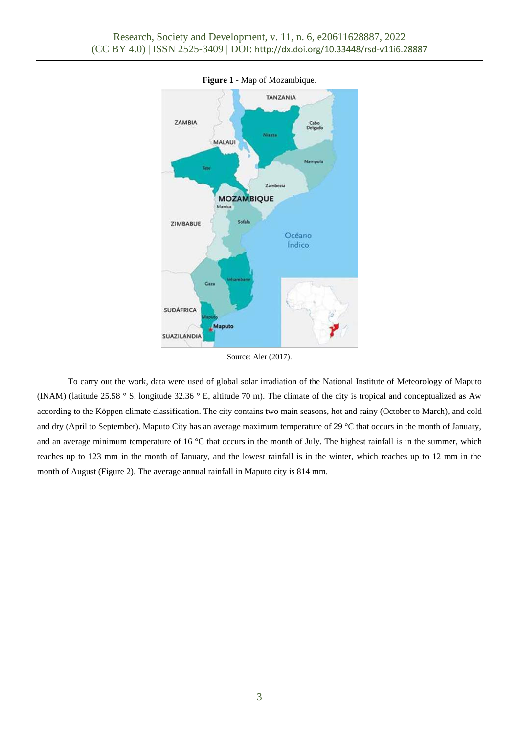**Figure 1** - Map of Mozambique.

Source: Aler (2017).

To carry out the work, data were used of global solar irradiation of the National Institute of Meteorology of Maputo (INAM) (latitude 25.58 ° S, longitude 32.36 ° E, altitude 70 m). The climate of the city is tropical and conceptualized as Aw according to the Köppen climate classification. The city contains two main seasons, hot and rainy (October to March), and cold and dry (April to September). Maputo City has an average maximum temperature of 29 °C that occurs in the month of January, and an average minimum temperature of 16 °C that occurs in the month of July. The highest rainfall is in the summer, which reaches up to 123 mm in the month of January, and the lowest rainfall is in the winter, which reaches up to 12 mm in the month of August (Figure 2). The average annual rainfall in Maputo city is 814 mm.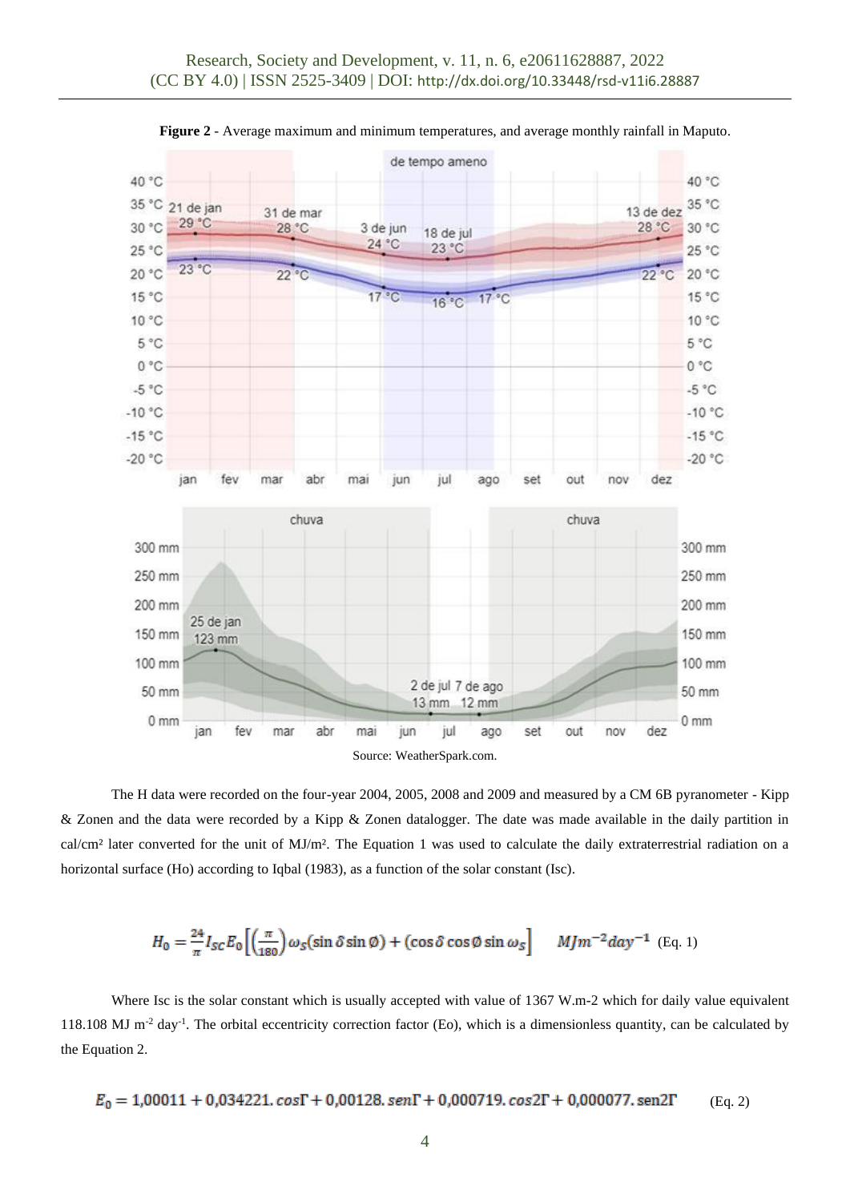**Figure 2** - Average maximum and minimum temperatures, and average monthly rainfall in Maputo.

Source: WeatherSpark.com.

The H data were recorded on the four-year 2004, 2005, 2008 and 2009 and measured by a CM 6B pyranometer - Kipp & Zonen and the data were recorded by a Kipp & Zonen datalogger. The date was made available in the daily partition in cal/cm² later converted for the unit of MJ/m². The Equation 1 was used to calculate the daily extraterrestrial radiation on a horizontal surface (Ho) according to Iqbal (1983), as a function of the solar constant (Isc).

$$H_0 = \frac{24}{\pi} I_{SC} E_0 \left[ \left( \frac{\pi}{180} \right) \omega_S (\sin \delta \sin \emptyset) + (\cos \delta \cos \emptyset \sin \omega_S \right] \quad MJm^{-2}day^{-1} \quad \text{(Eq. 1)}$$

Where Isc is the solar constant which is usually accepted with value of 1367 W.m-2 which for daily value equivalent 118.108 MJ $m^{-2}$ $day^{-1}$. The orbital eccentricity correction factor (Eo), which is a dimensionless quantity, can be calculated by the Equation 2.

$$E_0 = 1{,}00011 + 0{,}034221.\cos\Gamma + 0{,}00128.\,sen\Gamma + 0{,}000719.\cos 2\Gamma + 0{,}000077.\,sen2\Gamma \quad \text{(Eq. 2)}$$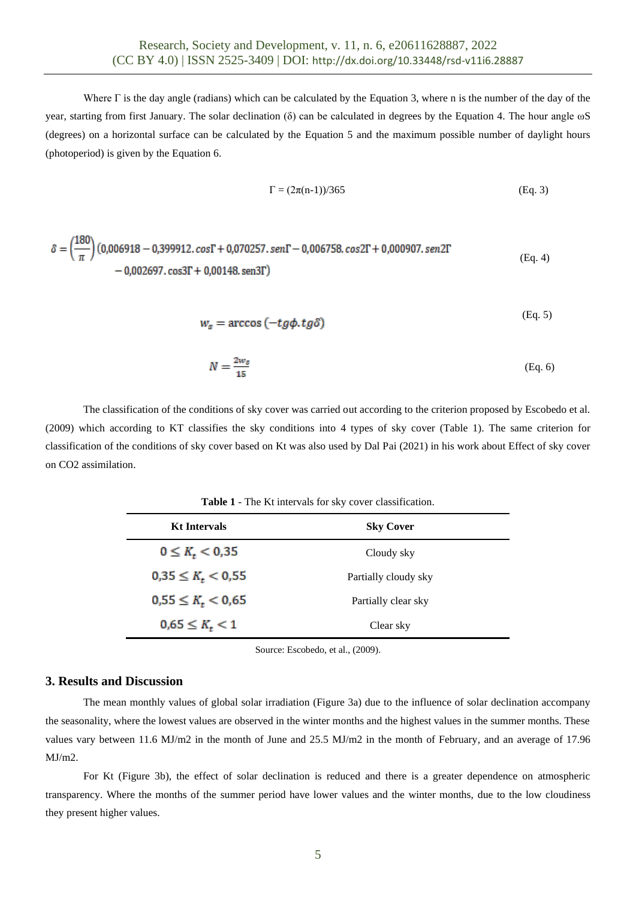Where Γ is the day angle (radians) which can be calculated by the Equation 3, where n is the number of the day of the year, starting from first January. The solar declination (δ) can be calculated in degrees by the Equation 4. The hour angle ωS (degrees) on a horizontal surface can be calculated by the Equation 5 and the maximum possible number of daylight hours (photoperiod) is given by the Equation 6.

$$\Gamma = (2\pi(n-1))/365 \quad \text{(Eq. 3)}$$

$$\delta = \left(\frac{180}{\pi}\right)(0{,}006918 - 0{,}399912.\cos\Gamma + 0{,}070257.\,sen\Gamma - 0{,}006758.\cos 2\Gamma + 0{,}000907.\,sen2\Gamma - 0{,}002697.\cos 3\Gamma + 0{,}00148.\,sen3\Gamma) \quad \text{(Eq. 4)}$$

$$w_s = \arccos(-tg\phi.tg\delta) \quad \text{(Eq. 5)}$$

$$N = \frac{2w_s}{15} \quad \text{(Eq. 6)}$$

The classification of the conditions of sky cover was carried out according to the criterion proposed by Escobedo et al. (2009) which according to KT classifies the sky conditions into 4 types of sky cover (Table 1). The same criterion for classification of the conditions of sky cover based on Kt was also used by Dal Pai (2021) in his work about Effect of sky cover on CO2 assimilation.

**Table 1** - The Kt intervals for sky cover classification.

| Kt Intervals | Sky Cover |
|---|---|
| $0 \leq K_t < 0{,}35$ | Cloudy sky |
| $0{,}35 \leq K_t < 0{,}55$ | Partially cloudy sky |
| $0{,}55 \leq K_t < 0{,}65$ | Partially clear sky |
| $0{,}65 \leq K_t < 1$ | Clear sky |

Source: Escobedo, et al., (2009).

## 3. Results and Discussion

The mean monthly values of global solar irradiation (Figure 3a) due to the influence of solar declination accompany the seasonality, where the lowest values are observed in the winter months and the highest values in the summer months. These values vary between 11.6 MJ/m2 in the month of June and 25.5 MJ/m2 in the month of February, and an average of 17.96 MJ/m2.

For Kt (Figure 3b), the effect of solar declination is reduced and there is a greater dependence on atmospheric transparency. Where the months of the summer period have lower values and the winter months, due to the low cloudiness they present higher values.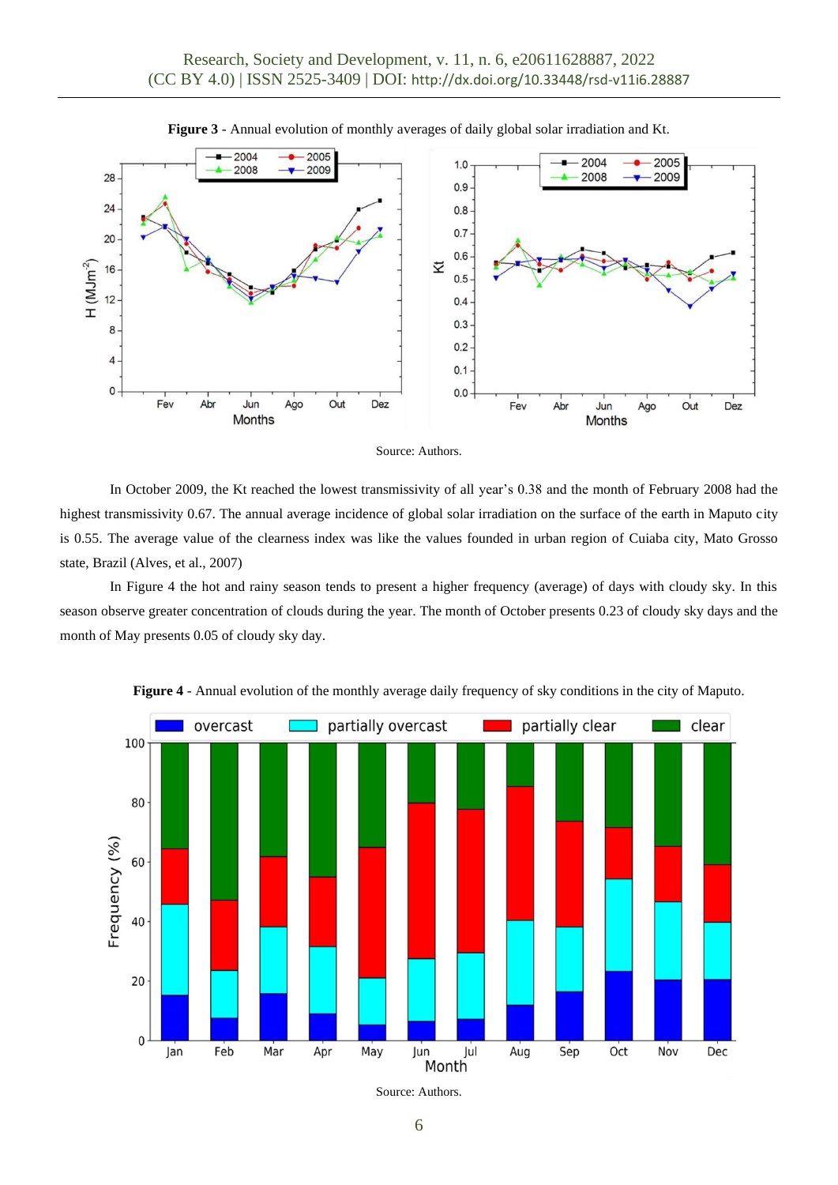**Figure 3** - Annual evolution of monthly averages of daily global solar irradiation and Kt.

Source: Authors.

In October 2009, the Kt reached the lowest transmissivity of all year's 0.38 and the month of February 2008 had the highest transmissivity 0.67. The annual average incidence of global solar irradiation on the surface of the earth in Maputo city is 0.55. The average value of the clearness index was like the values founded in urban region of Cuiaba city, Mato Grosso state, Brazil (Alves, et al., 2007)

In Figure 4 the hot and rainy season tends to present a higher frequency (average) of days with cloudy sky. In this season observe greater concentration of clouds during the year. The month of October presents 0.23 of cloudy sky days and the month of May presents 0.05 of cloudy sky day.

**Figure 4** - Annual evolution of the monthly average daily frequency of sky conditions in the city of Maputo.

Source: Authors.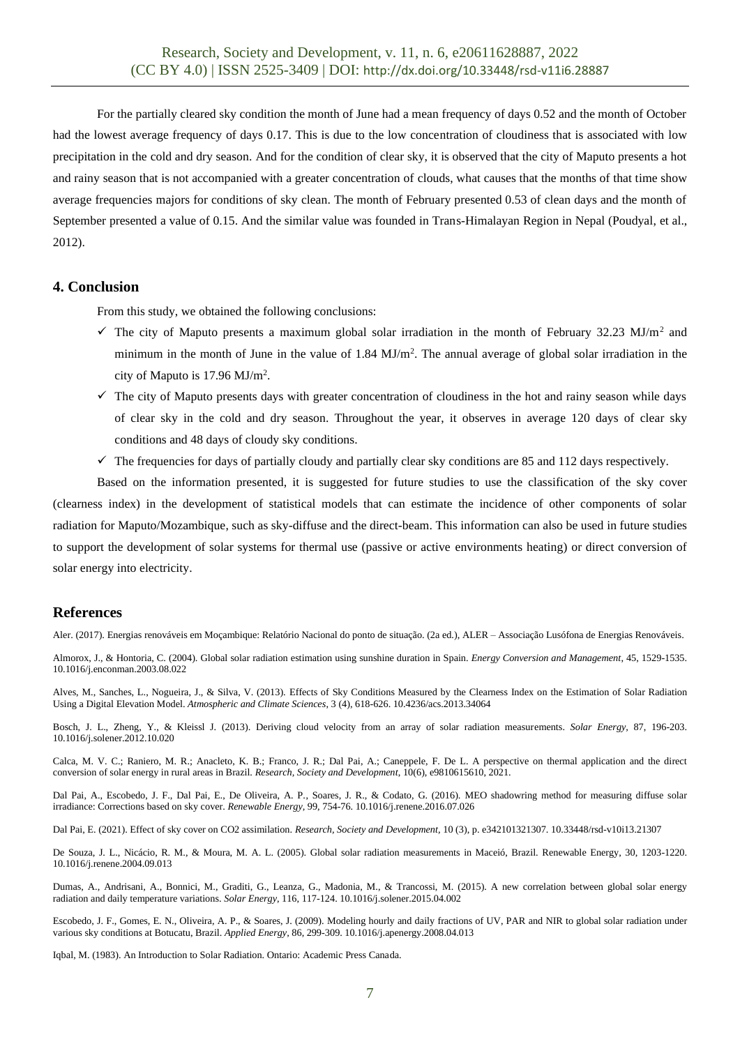For the partially cleared sky condition the month of June had a mean frequency of days 0.52 and the month of October had the lowest average frequency of days 0.17. This is due to the low concentration of cloudiness that is associated with low precipitation in the cold and dry season. And for the condition of clear sky, it is observed that the city of Maputo presents a hot and rainy season that is not accompanied with a greater concentration of clouds, what causes that the months of that time show average frequencies majors for conditions of sky clean. The month of February presented 0.53 of clean days and the month of September presented a value of 0.15. And the similar value was founded in Trans-Himalayan Region in Nepal (Poudyal, et al., 2012).

## 4. Conclusion

From this study, we obtained the following conclusions:

- ✓ The city of Maputo presents a maximum global solar irradiation in the month of February 32.23 $MJ/m^2$ and minimum in the month of June in the value of 1.84 $MJ/m^2$. The annual average of global solar irradiation in the city of Maputo is 17.96 $MJ/m^2$.
- ✓ The city of Maputo presents days with greater concentration of cloudiness in the hot and rainy season while days of clear sky in the cold and dry season. Throughout the year, it observes in average 120 days of clear sky conditions and 48 days of cloudy sky conditions.
- ✓ The frequencies for days of partially cloudy and partially clear sky conditions are 85 and 112 days respectively.

Based on the information presented, it is suggested for future studies to use the classification of the sky cover (clearness index) in the development of statistical models that can estimate the incidence of other components of solar radiation for Maputo/Mozambique, such as sky-diffuse and the direct-beam. This information can also be used in future studies to support the development of solar systems for thermal use (passive or active environments heating) or direct conversion of solar energy into electricity.

## References

Aler. (2017). Energias renováveis em Moçambique: Relatório Nacional do ponto de situação. (2a ed.), ALER – Associação Lusófona de Energias Renováveis.

Almorox, J., & Hontoria, C. (2004). Global solar radiation estimation using sunshine duration in Spain. *Energy Conversion and Management*, 45, 1529-1535. 10.1016/j.enconman.2003.08.022

Alves, M., Sanches, L., Nogueira, J., & Silva, V. (2013). Effects of Sky Conditions Measured by the Clearness Index on the Estimation of Solar Radiation Using a Digital Elevation Model. *Atmospheric and Climate Sciences*, 3 (4), 618-626. 10.4236/acs.2013.34064

Bosch, J. L., Zheng, Y., & Kleissl J. (2013). Deriving cloud velocity from an array of solar radiation measurements. *Solar Energy*, 87, 196-203. 10.1016/j.solener.2012.10.020

Calca, M. V. C.; Raniero, M. R.; Anacleto, K. B.; Franco, J. R.; Dal Pai, A.; Caneppele, F. De L. A perspective on thermal application and the direct conversion of solar energy in rural areas in Brazil. *Research, Society and Development*, 10(6), e9810615610, 2021.

Dal Pai, A., Escobedo, J. F., Dal Pai, E., De Oliveira, A. P., Soares, J. R., & Codato, G. (2016). MEO shadowring method for measuring diffuse solar irradiance: Corrections based on sky cover. *Renewable Energy*, 99, 754-76. 10.1016/j.renene.2016.07.026

Dal Pai, E. (2021). Effect of sky cover on CO2 assimilation. *Research, Society and Development*, 10 (3), p. e342101321307. 10.33448/rsd-v10i13.21307

De Souza, J. L., Nicácio, R. M., & Moura, M. A. L. (2005). Global solar radiation measurements in Maceió, Brazil. Renewable Energy, 30, 1203-1220. 10.1016/j.renene.2004.09.013

Dumas, A., Andrisani, A., Bonnici, M., Graditi, G., Leanza, G., Madonia, M., & Trancossi, M. (2015). A new correlation between global solar energy radiation and daily temperature variations. *Solar Energy*, 116, 117-124. 10.1016/j.solener.2015.04.002

Escobedo, J. F., Gomes, E. N., Oliveira, A. P., & Soares, J. (2009). Modeling hourly and daily fractions of UV, PAR and NIR to global solar radiation under various sky conditions at Botucatu, Brazil. *Applied Energy*, 86, 299-309. 10.1016/j.apenergy.2008.04.013

Iqbal, M. (1983). An Introduction to Solar Radiation. Ontario: Academic Press Canada.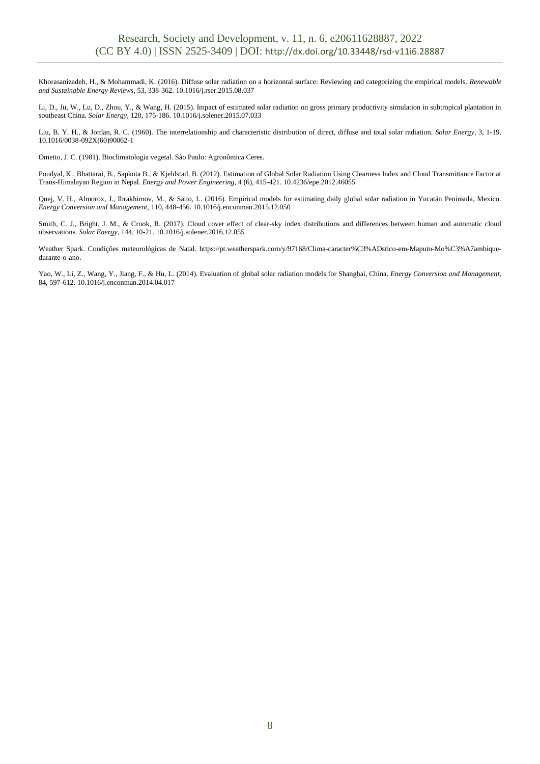Khorasanizadeh, H., & Mohammadi, K. (2016). Diffuse solar radiation on a horizontal surface: Reviewing and categorizing the empirical models. *Renewable and Sustainable Energy Reviews*, 53, 338-362. 10.1016/j.rser.2015.08.037

Li, D., Ju, W., Lu, D., Zhou, Y., & Wang, H. (2015). Impact of estimated solar radiation on gross primary productivity simulation in subtropical plantation in southeast China. *Solar Energy*, 120, 175-186. 10.1016/j.solener.2015.07.033

Liu, B. Y. H., & Jordan, R. C. (1960). The interrelationship and characteristic distribution of direct, diffuse and total solar radiation. *Solar Energy*, 3, 1-19. 10.1016/0038-092X(60)90062-1

Ometto, J. C. (1981). Bioclimatologia vegetal. São Paulo: Agronômica Ceres.

Poudyal, K., Bhattarai, B., Sapkota B., & Kjeldstad, B. (2012). Estimation of Global Solar Radiation Using Clearness Index and Cloud Transmittance Factor at Trans-Himalayan Region in Nepal. *Energy and Power Engineering*, 4 (6), 415-421. 10.4236/epe.2012.46055

Quej, V. H., Almorox, J., Ibrakhimov, M., & Saito, L. (2016). Empirical models for estimating daily global solar radiation in Yucatán Peninsula, Mexico. *Energy Conversion and Management*, 110, 448-456. 10.1016/j.enconman.2015.12.050

Smith, C. J., Bright, J. M., & Crook, R. (2017). Cloud cover effect of clear-sky index distributions and differences between human and automatic cloud observations. *Solar Energy*, 144, 10-21. 10.1016/j.solener.2016.12.055

Weather Spark. Condições meteorológicas de Natal. https://pt.weatherspark.com/y/97168/Clima-caracter%C3%ADstico-em-Maputo-Mo%C3%A7ambique-durante-o-ano.

Yao, W., Li, Z., Wang, Y., Jiang, F., & Hu, L. (2014). Evaluation of global solar radiation models for Shanghai, China. *Energy Conversion and Management*, 84, 597-612. 10.1016/j.enconman.2014.04.017